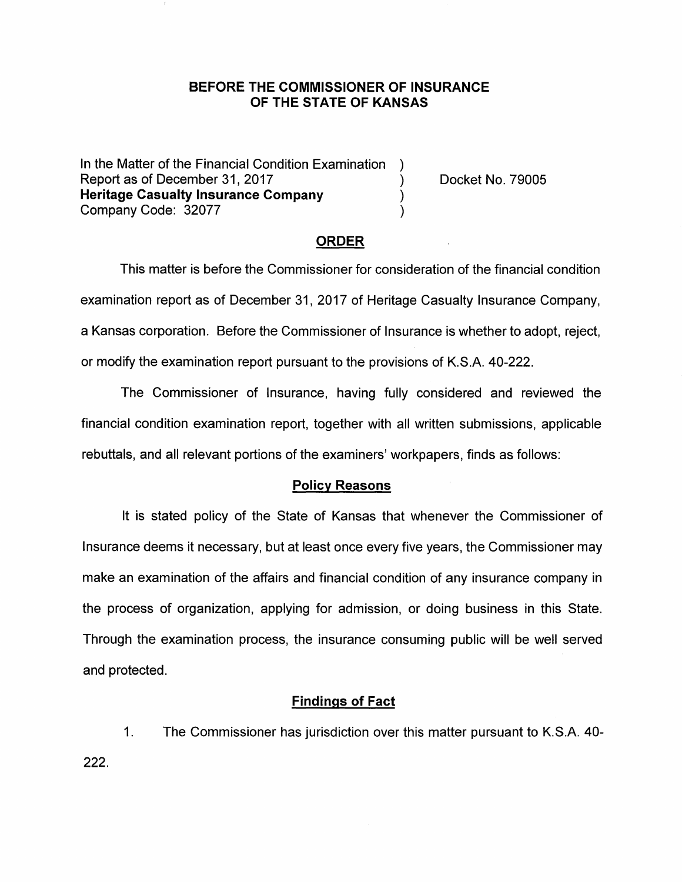# BEFORE THE COMMISSIONER OF INSURANCE OF THE STATE OF KANSAS

In the Matter of the Financial Condition Examination )
Report as of December 31, 2017 )
**Heritage Casualty Insurance Company** )
Company Code: 32077 )

Docket No. 79005

## ORDER

This matter is before the Commissioner for consideration of the financial condition examination report as of December 31, 2017 of Heritage Casualty Insurance Company, a Kansas corporation. Before the Commissioner of Insurance is whether to adopt, reject, or modify the examination report pursuant to the provisions of K.S.A. 40-222.

The Commissioner of Insurance, having fully considered and reviewed the financial condition examination report, together with all written submissions, applicable rebuttals, and all relevant portions of the examiners' workpapers, finds as follows:

### Policy Reasons

It is stated policy of the State of Kansas that whenever the Commissioner of Insurance deems it necessary, but at least once every five years, the Commissioner may make an examination of the affairs and financial condition of any insurance company in the process of organization, applying for admission, or doing business in this State. Through the examination process, the insurance consuming public will be well served and protected.

### Findings of Fact

1. The Commissioner has jurisdiction over this matter pursuant to K.S.A. 40-222.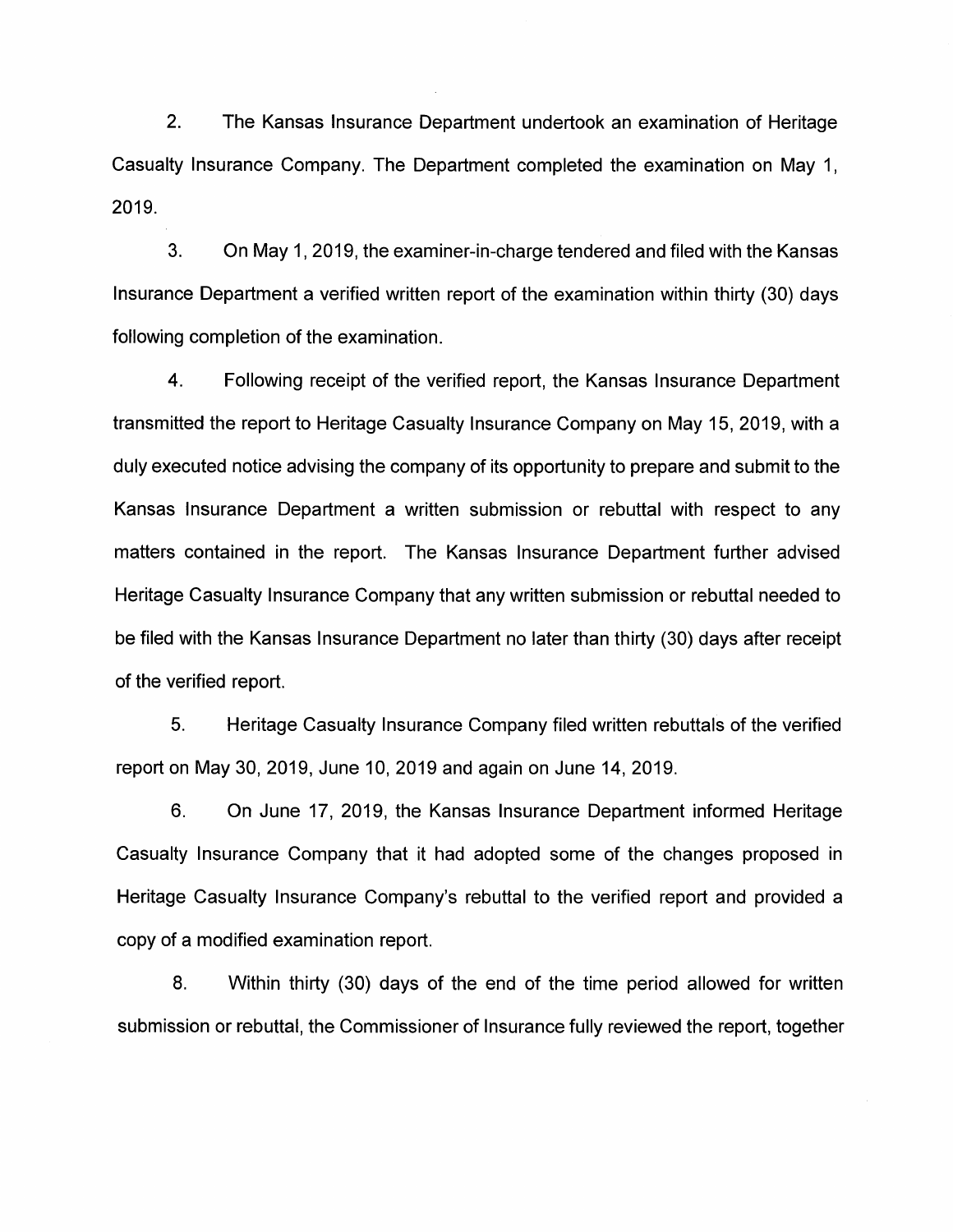2. The Kansas Insurance Department undertook an examination of Heritage Casualty Insurance Company. The Department completed the examination on May 1, 2019.

3. On May 1, 2019, the examiner-in-charge tendered and filed with the Kansas Insurance Department a verified written report of the examination within thirty (30) days following completion of the examination.

4. Following receipt of the verified report, the Kansas Insurance Department transmitted the report to Heritage Casualty Insurance Company on May 15, 2019, with a duly executed notice advising the company of its opportunity to prepare and submit to the Kansas Insurance Department a written submission or rebuttal with respect to any matters contained in the report. The Kansas Insurance Department further advised Heritage Casualty Insurance Company that any written submission or rebuttal needed to be filed with the Kansas Insurance Department no later than thirty (30) days after receipt of the verified report.

5. Heritage Casualty Insurance Company filed written rebuttals of the verified report on May 30, 2019, June 10, 2019 and again on June 14, 2019.

6. On June 17, 2019, the Kansas Insurance Department informed Heritage Casualty Insurance Company that it had adopted some of the changes proposed in Heritage Casualty Insurance Company's rebuttal to the verified report and provided a copy of a modified examination report.

8. Within thirty (30) days of the end of the time period allowed for written submission or rebuttal, the Commissioner of Insurance fully reviewed the report, together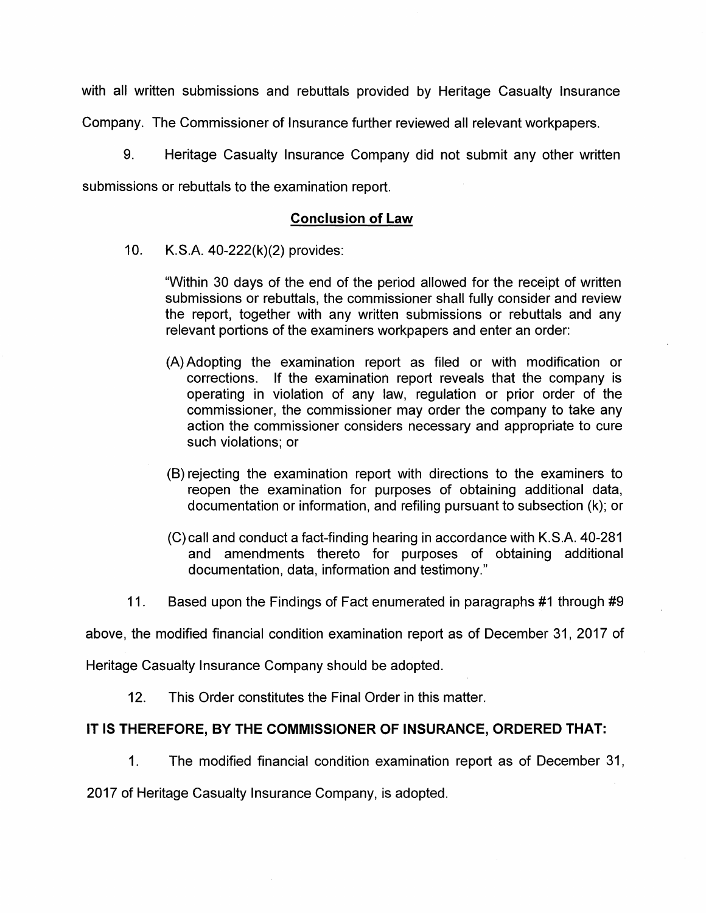with all written submissions and rebuttals provided by Heritage Casualty Insurance Company. The Commissioner of Insurance further reviewed all relevant workpapers.

9. Heritage Casualty Insurance Company did not submit any other written submissions or rebuttals to the examination report.

## Conclusion of Law

10. K.S.A. 40-222(k)(2) provides:

> "Within 30 days of the end of the period allowed for the receipt of written submissions or rebuttals, the commissioner shall fully consider and review the report, together with any written submissions or rebuttals and any relevant portions of the examiners workpapers and enter an order:
>
> (A) Adopting the examination report as filed or with modification or corrections. If the examination report reveals that the company is operating in violation of any law, regulation or prior order of the commissioner, the commissioner may order the company to take any action the commissioner considers necessary and appropriate to cure such violations; or
>
> (B) rejecting the examination report with directions to the examiners to reopen the examination for purposes of obtaining additional data, documentation or information, and refiling pursuant to subsection (k); or
>
> (C) call and conduct a fact-finding hearing in accordance with K.S.A. 40-281 and amendments thereto for purposes of obtaining additional documentation, data, information and testimony."

11. Based upon the Findings of Fact enumerated in paragraphs #1 through #9 above, the modified financial condition examination report as of December 31, 2017 of Heritage Casualty Insurance Company should be adopted.

12. This Order constitutes the Final Order in this matter.

**IT IS THEREFORE, BY THE COMMISSIONER OF INSURANCE, ORDERED THAT:**

1. The modified financial condition examination report as of December 31, 2017 of Heritage Casualty Insurance Company, is adopted.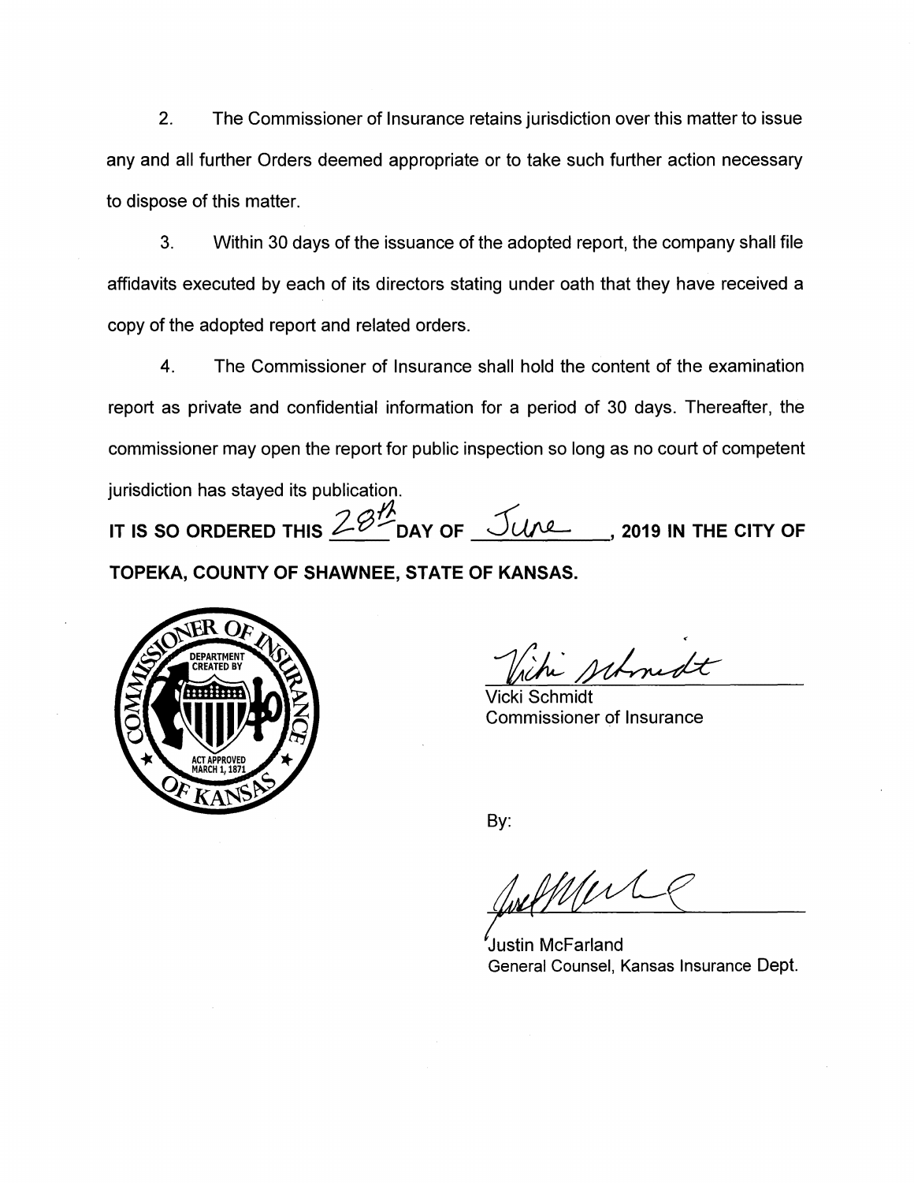2. The Commissioner of Insurance retains jurisdiction over this matter to issue any and all further Orders deemed appropriate or to take such further action necessary to dispose of this matter.

3. Within 30 days of the issuance of the adopted report, the company shall file affidavits executed by each of its directors stating under oath that they have received a copy of the adopted report and related orders.

4. The Commissioner of Insurance shall hold the content of the examination report as private and confidential information for a period of 30 days. Thereafter, the commissioner may open the report for public inspection so long as no court of competent jurisdiction has stayed its publication.

**IT IS SO ORDERED THIS 28th DAY OF June, 2019 IN THE CITY OF TOPEKA, COUNTY OF SHAWNEE, STATE OF KANSAS.**

Vicki Schmidt
Commissioner of Insurance

By:

Justin McFarland
General Counsel, Kansas Insurance Dept.